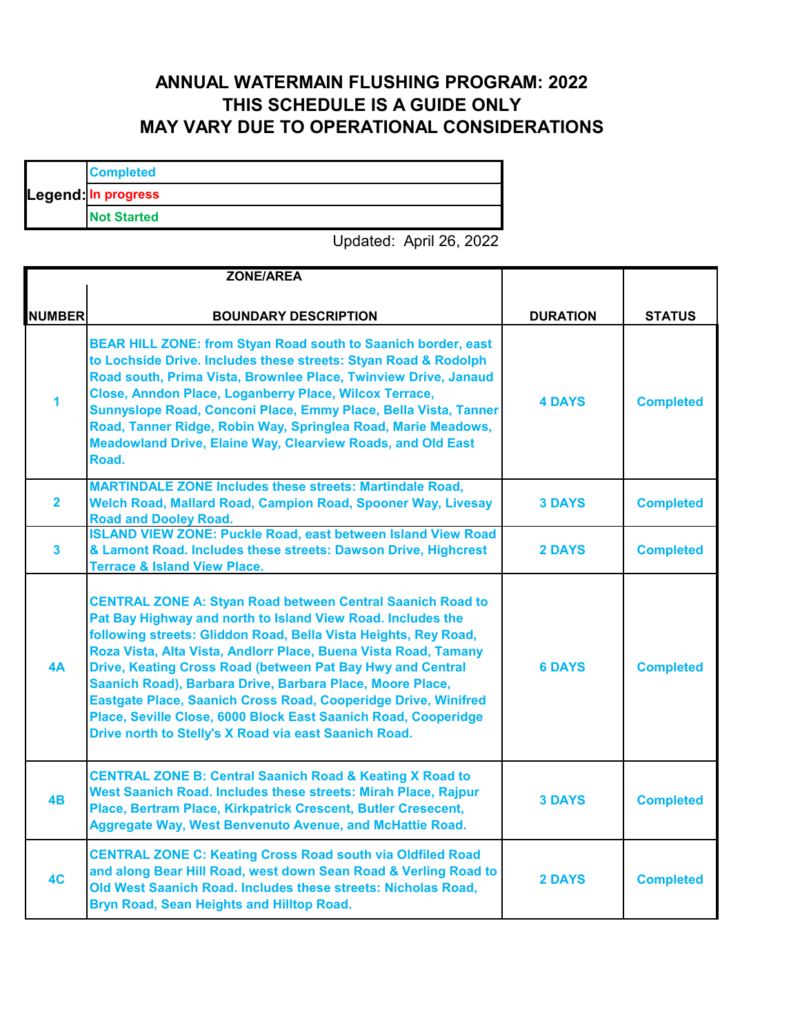# ANNUAL WATERMAIN FLUSHING PROGRAM: 2022
## THIS SCHEDULE IS A GUIDE ONLY
## MAY VARY DUE TO OPERATIONAL CONSIDERATIONS

| Legend: | |
|---|---|
| | Completed |
| | In progress |
| | Not Started |

Updated: April 26, 2022

| NUMBER | ZONE/AREA<br>BOUNDARY DESCRIPTION | DURATION | STATUS |
|---|---|---|---|
| 1 | BEAR HILL ZONE: from Styan Road south to Saanich border, east to Lochside Drive. Includes these streets: Styan Road & Rodolph Road south, Prima Vista, Brownlee Place, Twinview Drive, Janaud Close, Anndon Place, Loganberry Place, Wilcox Terrace, Sunnyslope Road, Conconi Place, Emmy Place, Bella Vista, Tanner Road, Tanner Ridge, Robin Way, Springlea Road, Marie Meadows, Meadowland Drive, Elaine Way, Clearview Roads, and Old East Road. | 4 DAYS | Completed |
| 2 | MARTINDALE ZONE Includes these streets: Martindale Road, Welch Road, Mallard Road, Campion Road, Spooner Way, Livesay Road and Dooley Road. | 3 DAYS | Completed |
| 3 | ISLAND VIEW ZONE: Puckle Road, east between Island View Road & Lamont Road. Includes these streets: Dawson Drive, Highcrest Terrace & Island View Place. | 2 DAYS | Completed |
| 4A | CENTRAL ZONE A: Styan Road between Central Saanich Road to Pat Bay Highway and north to Island View Road. Includes the following streets: Gliddon Road, Bella Vista Heights, Rey Road, Roza Vista, Alta Vista, Andlorr Place, Buena Vista Road, Tamany Drive, Keating Cross Road (between Pat Bay Hwy and Central Saanich Road), Barbara Drive, Barbara Place, Moore Place, Eastgate Place, Saanich Cross Road, Cooperidge Drive, Winifred Place, Seville Close, 6000 Block East Saanich Road, Cooperidge Drive north to Stelly's X Road via east Saanich Road. | 6 DAYS | Completed |
| 4B | CENTRAL ZONE B: Central Saanich Road & Keating X Road to West Saanich Road. Includes these streets: Mirah Place, Rajpur Place, Bertram Place, Kirkpatrick Crescent, Butler Cresecent, Aggregate Way, West Benvenuto Avenue, and McHattie Road. | 3 DAYS | Completed |
| 4C | CENTRAL ZONE C: Keating Cross Road south via Oldfiled Road and along Bear Hill Road, west down Sean Road & Verling Road to Old West Saanich Road. Includes these streets: Nicholas Road, Bryn Road, Sean Heights and Hilltop Road. | 2 DAYS | Completed |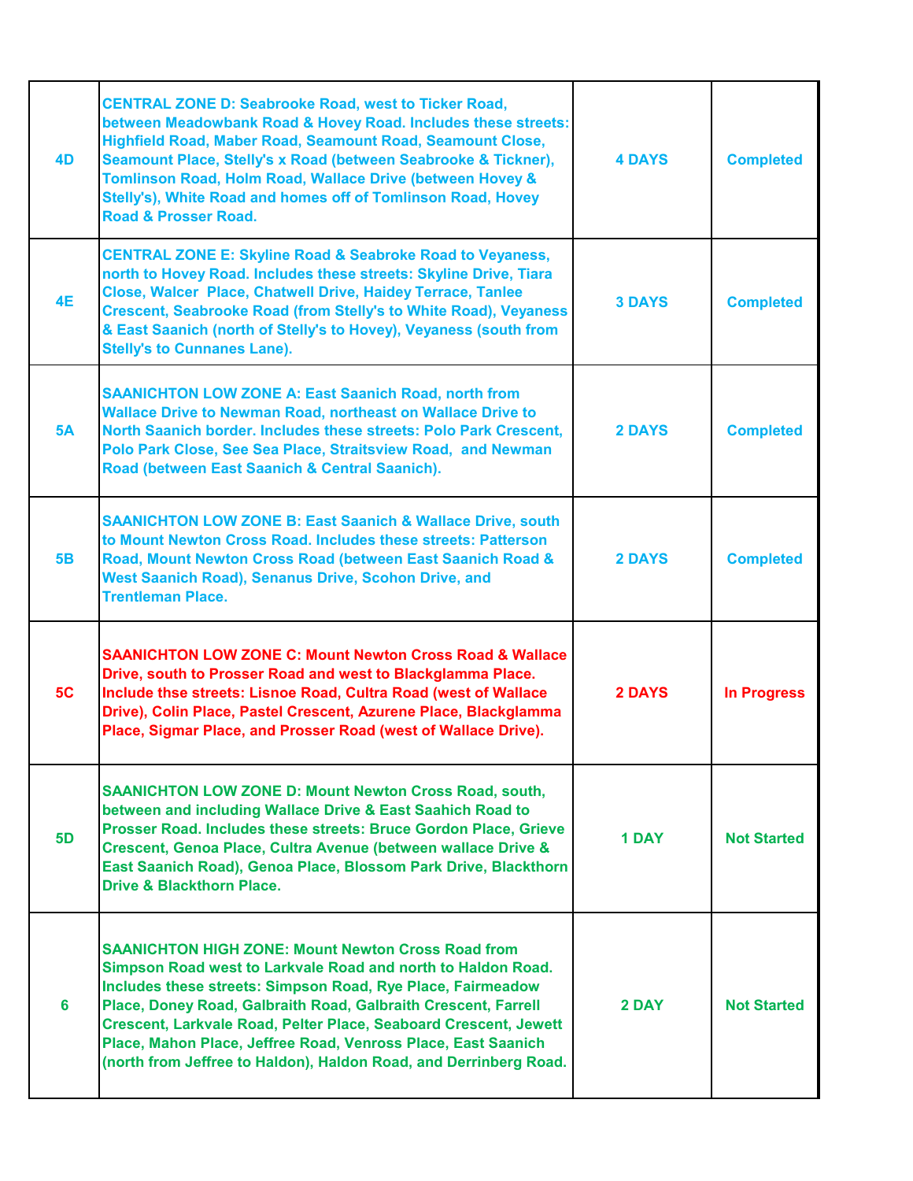| | | | |
|---|---|---|---|
| **4D** | **CENTRAL ZONE D: Seabrooke Road, west to Ticker Road, between Meadowbank Road & Hovey Road. Includes these streets: Highfield Road, Maber Road, Seamount Road, Seamount Close, Seamount Place, Stelly's x Road (between Seabrooke & Tickner), Tomlinson Road, Holm Road, Wallace Drive (between Hovey & Stelly's), White Road and homes off of Tomlinson Road, Hovey Road & Prosser Road.** | **4 DAYS** | **Completed** |
| **4E** | **CENTRAL ZONE E: Skyline Road & Seabroke Road to Veyaness, north to Hovey Road. Includes these streets: Skyline Drive, Tiara Close, Walcer  Place, Chatwell Drive, Haidey Terrace, Tanlee Crescent, Seabrooke Road (from Stelly's to White Road), Veyaness & East Saanich (north of Stelly's to Hovey), Veyaness (south from Stelly's to Cunnanes Lane).** | **3 DAYS** | **Completed** |
| **5A** | **SAANICHTON LOW ZONE A: East Saanich Road, north from Wallace Drive to Newman Road, northeast on Wallace Drive to North Saanich border. Includes these streets: Polo Park Crescent, Polo Park Close, See Sea Place, Straitsview Road,  and Newman Road (between East Saanich & Central Saanich).** | **2 DAYS** | **Completed** |
| **5B** | **SAANICHTON LOW ZONE B: East Saanich & Wallace Drive, south to Mount Newton Cross Road. Includes these streets: Patterson Road, Mount Newton Cross Road (between East Saanich Road & West Saanich Road), Senanus Drive, Scohon Drive, and Trentleman Place.** | **2 DAYS** | **Completed** |
| **5C** | **SAANICHTON LOW ZONE C: Mount Newton Cross Road & Wallace Drive, south to Prosser Road and west to Blackglamma Place. Include thse streets: Lisnoe Road, Cultra Road (west of Wallace Drive), Colin Place, Pastel Crescent, Azurene Place, Blackglamma Place, Sigmar Place, and Prosser Road (west of Wallace Drive).** | **2 DAYS** | **In Progress** |
| **5D** | **SAANICHTON LOW ZONE D: Mount Newton Cross Road, south, between and including Wallace Drive & East Saahich Road to Prosser Road. Includes these streets: Bruce Gordon Place, Grieve Crescent, Genoa Place, Cultra Avenue (between wallace Drive & East Saanich Road), Genoa Place, Blossom Park Drive, Blackthorn Drive & Blackthorn Place.** | **1 DAY** | **Not Started** |
| **6** | **SAANICHTON HIGH ZONE: Mount Newton Cross Road from Simpson Road west to Larkvale Road and north to Haldon Road. Includes these streets: Simpson Road, Rye Place, Fairmeadow Place, Doney Road, Galbraith Road, Galbraith Crescent, Farrell Crescent, Larkvale Road, Pelter Place, Seaboard Crescent, Jewett Place, Mahon Place, Jeffree Road, Venross Place, East Saanich (north from Jeffree to Haldon), Haldon Road, and Derrinberg Road.** | **2 DAY** | **Not Started** |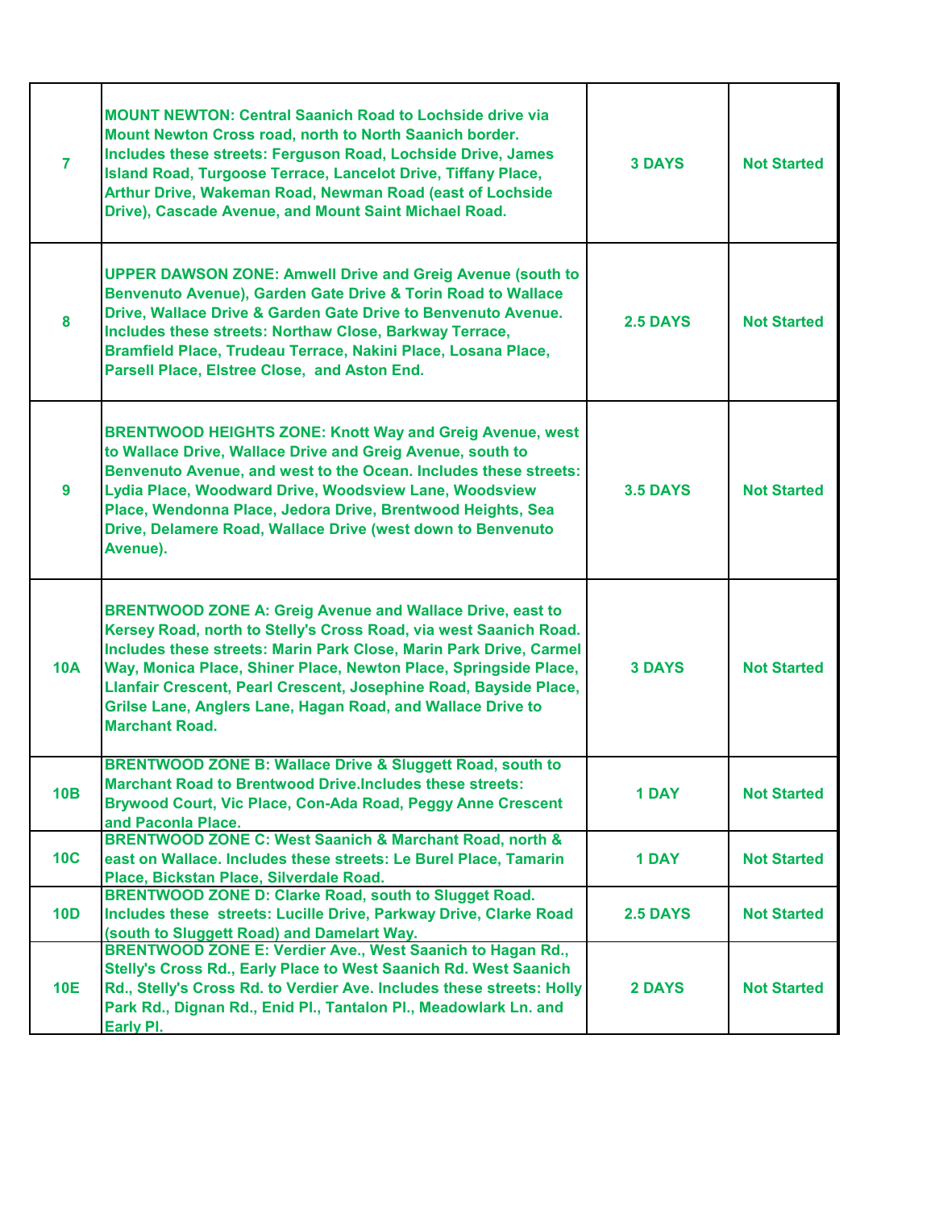| | | | |
|---|---|---|---|
| **7** | **MOUNT NEWTON: Central Saanich Road to Lochside drive via Mount Newton Cross road, north to North Saanich border. Includes these streets: Ferguson Road, Lochside Drive, James Island Road, Turgoose Terrace, Lancelot Drive, Tiffany Place, Arthur Drive, Wakeman Road, Newman Road (east of Lochside Drive), Cascade Avenue, and Mount Saint Michael Road.** | **3 DAYS** | **Not Started** |
| **8** | **UPPER DAWSON ZONE: Amwell Drive and Greig Avenue (south to Benvenuto Avenue), Garden Gate Drive & Torin Road to Wallace Drive, Wallace Drive & Garden Gate Drive to Benvenuto Avenue. Includes these streets: Northaw Close, Barkway Terrace, Bramfield Place, Trudeau Terrace, Nakini Place, Losana Place, Parsell Place, Elstree Close, and Aston End.** | **2.5 DAYS** | **Not Started** |
| **9** | **BRENTWOOD HEIGHTS ZONE: Knott Way and Greig Avenue, west to Wallace Drive, Wallace Drive and Greig Avenue, south to Benvenuto Avenue, and west to the Ocean. Includes these streets: Lydia Place, Woodward Drive, Woodsview Lane, Woodsview Place, Wendonna Place, Jedora Drive, Brentwood Heights, Sea Drive, Delamere Road, Wallace Drive (west down to Benvenuto Avenue).** | **3.5 DAYS** | **Not Started** |
| **10A** | **BRENTWOOD ZONE A: Greig Avenue and Wallace Drive, east to Kersey Road, north to Stelly's Cross Road, via west Saanich Road. Includes these streets: Marin Park Close, Marin Park Drive, Carmel Way, Monica Place, Shiner Place, Newton Place, Springside Place, Llanfair Crescent, Pearl Crescent, Josephine Road, Bayside Place, Grilse Lane, Anglers Lane, Hagan Road, and Wallace Drive to Marchant Road.** | **3 DAYS** | **Not Started** |
| **10B** | **BRENTWOOD ZONE B: Wallace Drive & Sluggett Road, south to Marchant Road to Brentwood Drive.Includes these streets: Brywood Court, Vic Place, Con-Ada Road, Peggy Anne Crescent and Paconla Place.** | **1 DAY** | **Not Started** |
| **10C** | **BRENTWOOD ZONE C: West Saanich & Marchant Road, north & east on Wallace. Includes these streets: Le Burel Place, Tamarin Place, Bickstan Place, Silverdale Road.** | **1 DAY** | **Not Started** |
| **10D** | **BRENTWOOD ZONE D: Clarke Road, south to Slugget Road. Includes these streets: Lucille Drive, Parkway Drive, Clarke Road (south to Sluggett Road) and Damelart Way.** | **2.5 DAYS** | **Not Started** |
| **10E** | **BRENTWOOD ZONE E: Verdier Ave., West Saanich to Hagan Rd., Stelly's Cross Rd., Early Place to West Saanich Rd. West Saanich Rd., Stelly's Cross Rd. to Verdier Ave. Includes these streets: Holly Park Rd., Dignan Rd., Enid Pl., Tantalon Pl., Meadowlark Ln. and Early Pl.** | **2 DAYS** | **Not Started** |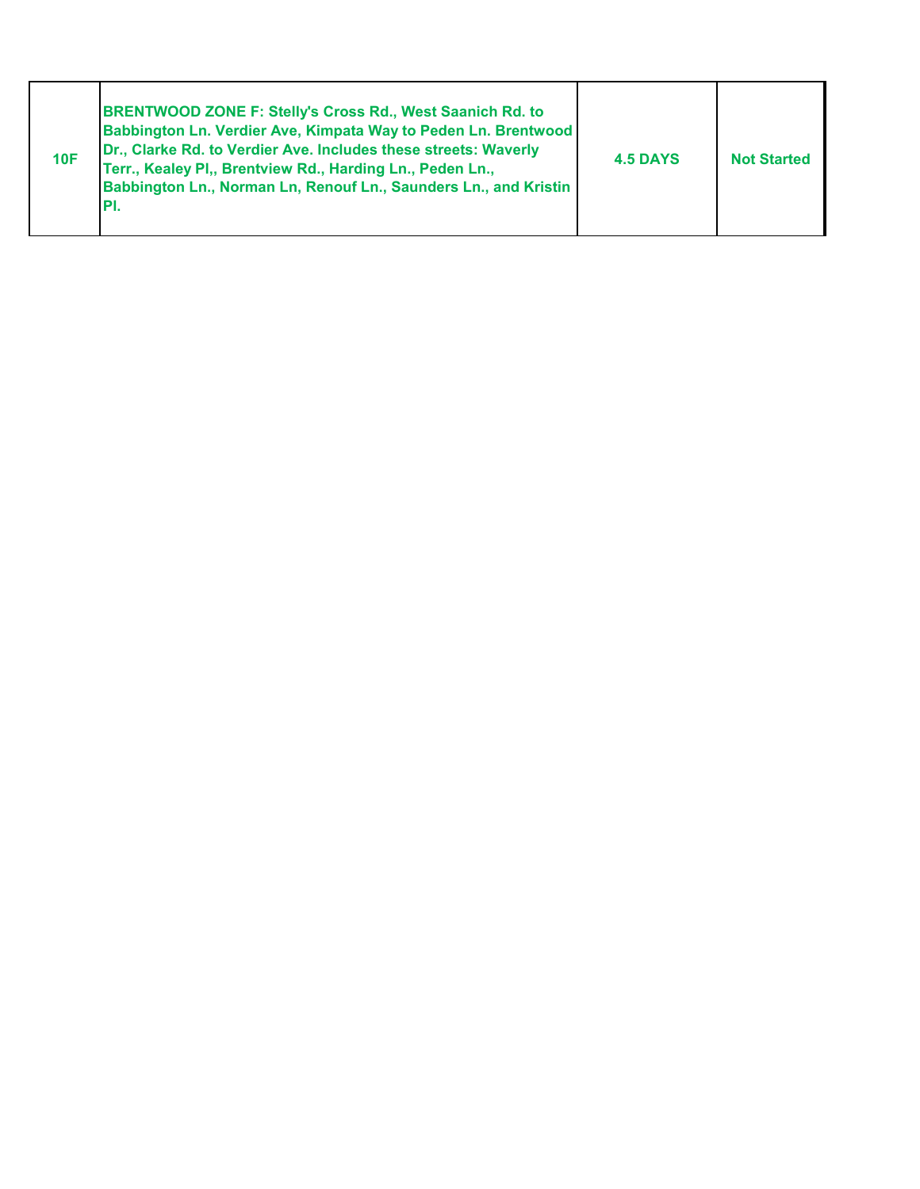| | | | |
|---|---|---|---|
| **10F** | **BRENTWOOD ZONE F: Stelly's Cross Rd., West Saanich Rd. to Babbington Ln. Verdier Ave, Kimpata Way to Peden Ln. Brentwood Dr., Clarke Rd. to Verdier Ave. Includes these streets: Waverly Terr., Kealey Pl,, Brentview Rd., Harding Ln., Peden Ln., Babbington Ln., Norman Ln, Renouf Ln., Saunders Ln., and Kristin Pl.** | **4.5 DAYS** | **Not Started** |